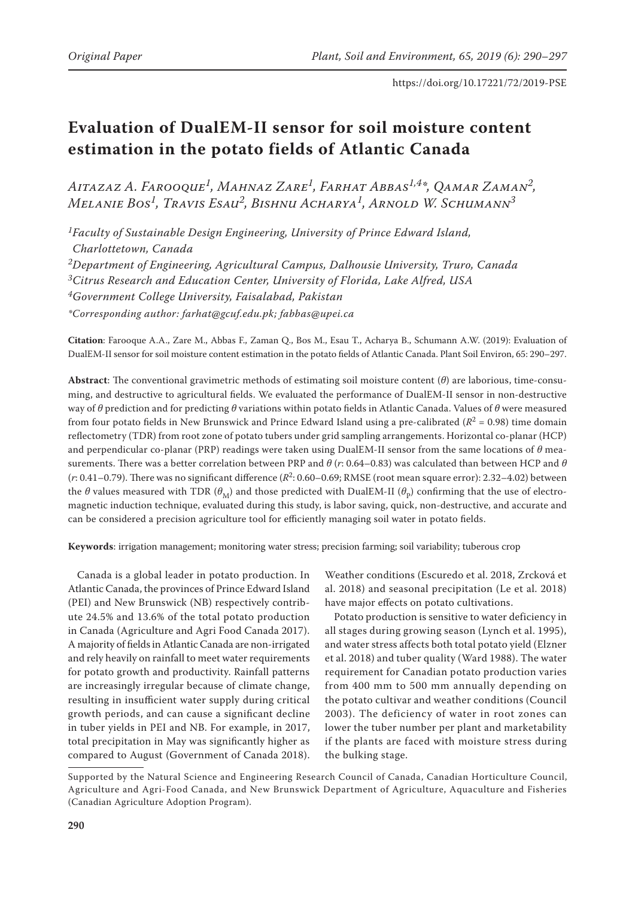Original Paper

https://doi.org/10.17221/72/2019-PSE

# Evaluation of DualEM-II sensor for soil moisture content estimation in the potato fields of Atlantic Canada

*Aitazaz A. Farooque[1], Mahnaz Zare[1], Farhat Abbas[1,4]\*, Qamar Zaman[2], Melanie Bos[1], Travis Esau[2], Bishnu Acharya[1], Arnold W. Schumann[3]*

*[1]Faculty of Sustainable Design Engineering, University of Prince Edward Island, Charlottetown, Canada*

*[2]Department of Engineering, Agricultural Campus, Dalhousie University, Truro, Canada*

*[3]Citrus Research and Education Center, University of Florida, Lake Alfred, USA*

*[4]Government College University, Faisalabad, Pakistan*

*\*Corresponding author: farhat@gcuf.edu.pk; fabbas@upei.ca*

**Citation**: Farooque A.A., Zare M., Abbas F., Zaman Q., Bos M., Esau T., Acharya B., Schumann A.W. (2019): Evaluation of DualEM-II sensor for soil moisture content estimation in the potato fields of Atlantic Canada. Plant Soil Environ, 65: 290–297.

**Abstract**: The conventional gravimetric methods of estimating soil moisture content ($\theta$) are laborious, time-consuming, and destructive to agricultural fields. We evaluated the performance of DualEM-II sensor in non-destructive way of $\theta$ prediction and for predicting $\theta$ variations within potato fields in Atlantic Canada. Values of $\theta$ were measured from four potato fields in New Brunswick and Prince Edward Island using a pre-calibrated ($R^2 = 0.98$) time domain reflectometry (TDR) from root zone of potato tubers under grid sampling arrangements. Horizontal co-planar (HCP) and perpendicular co-planar (PRP) readings were taken using DualEM-II sensor from the same locations of $\theta$ measurements. There was a better correlation between PRP and $\theta$ ($r$: 0.64–0.83) was calculated than between HCP and $\theta$ ($r$: 0.41–0.79). There was no significant difference ($R^2$: 0.60–0.69; RMSE (root mean square error): 2.32–4.02) between the $\theta$ values measured with TDR ($\theta_M$) and those predicted with DualEM-II ($\theta_P$) confirming that the use of electromagnetic induction technique, evaluated during this study, is labor saving, quick, non-destructive, and accurate and can be considered a precision agriculture tool for efficiently managing soil water in potato fields.

**Keywords**: irrigation management; monitoring water stress; precision farming; soil variability; tuberous crop

Canada is a global leader in potato production. In Atlantic Canada, the provinces of Prince Edward Island (PEI) and New Brunswick (NB) respectively contribute 24.5% and 13.6% of the total potato production in Canada (Agriculture and Agri Food Canada 2017). A majority of fields in Atlantic Canada are non-irrigated and rely heavily on rainfall to meet water requirements for potato growth and productivity. Rainfall patterns are increasingly irregular because of climate change, resulting in insufficient water supply during critical growth periods, and can cause a significant decline in tuber yields in PEI and NB. For example, in 2017, total precipitation in May was significantly higher as compared to August (Government of Canada 2018). Weather conditions (Escuredo et al. 2018, Zrcková et al. 2018) and seasonal precipitation (Le et al. 2018) have major effects on potato cultivations.

Potato production is sensitive to water deficiency in all stages during growing season (Lynch et al. 1995), and water stress affects both total potato yield (Elzner et al. 2018) and tuber quality (Ward 1988). The water requirement for Canadian potato production varies from 400 mm to 500 mm annually depending on the potato cultivar and weather conditions (Council 2003). The deficiency of water in root zones can lower the tuber number per plant and marketability if the plants are faced with moisture stress during the bulking stage.

Supported by the Natural Science and Engineering Research Council of Canada, Canadian Horticulture Council, Agriculture and Agri-Food Canada, and New Brunswick Department of Agriculture, Aquaculture and Fisheries (Canadian Agriculture Adoption Program).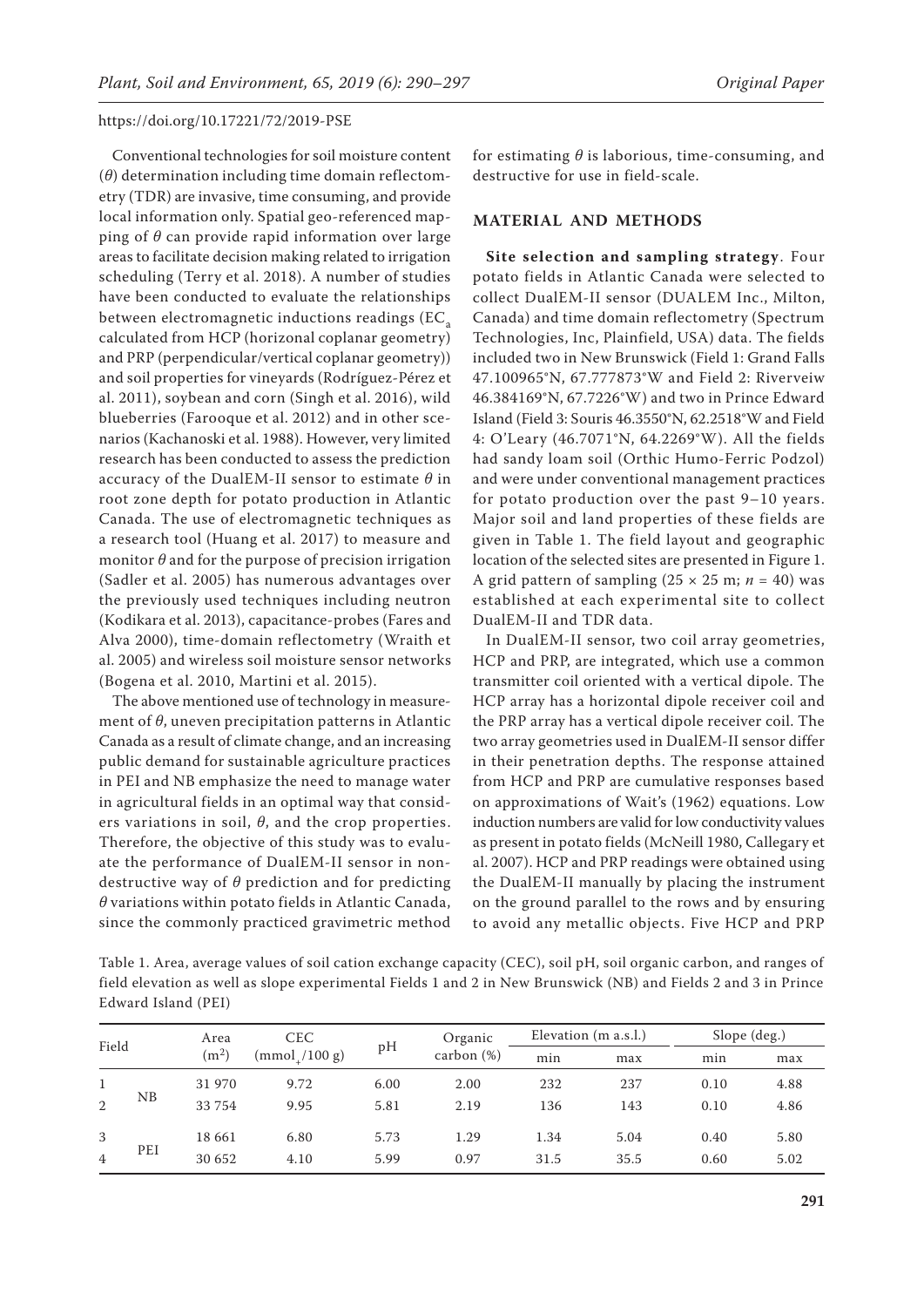Conventional technologies for soil moisture content ($\theta$) determination including time domain reflectometry (TDR) are invasive, time consuming, and provide local information only. Spatial geo-referenced mapping of $\theta$ can provide rapid information over large areas to facilitate decision making related to irrigation scheduling (Terry et al. 2018). A number of studies have been conducted to evaluate the relationships between electromagnetic inductions readings ($EC_a$ calculated from HCP (horizonal coplanar geometry) and PRP (perpendicular/vertical coplanar geometry)) and soil properties for vineyards (Rodríguez-Pérez et al. 2011), soybean and corn (Singh et al. 2016), wild blueberries (Farooque et al. 2012) and in other scenarios (Kachanoski et al. 1988). However, very limited research has been conducted to assess the prediction accuracy of the DualEM-II sensor to estimate $\theta$ in root zone depth for potato production in Atlantic Canada. The use of electromagnetic techniques as a research tool (Huang et al. 2017) to measure and monitor $\theta$ and for the purpose of precision irrigation (Sadler et al. 2005) has numerous advantages over the previously used techniques including neutron (Kodikara et al. 2013), capacitance-probes (Fares and Alva 2000), time-domain reflectometry (Wraith et al. 2005) and wireless soil moisture sensor networks (Bogena et al. 2010, Martini et al. 2015).

The above mentioned use of technology in measurement of $\theta$, uneven precipitation patterns in Atlantic Canada as a result of climate change, and an increasing public demand for sustainable agriculture practices in PEI and NB emphasize the need to manage water in agricultural fields in an optimal way that considers variations in soil, $\theta$, and the crop properties. Therefore, the objective of this study was to evaluate the performance of DualEM-II sensor in non-destructive way of $\theta$ prediction and for predicting $\theta$ variations within potato fields in Atlantic Canada, since the commonly practiced gravimetric method for estimating $\theta$ is laborious, time-consuming, and destructive for use in field-scale.

## MATERIAL AND METHODS

**Site selection and sampling strategy**. Four potato fields in Atlantic Canada were selected to collect DualEM-II sensor (DUALEM Inc., Milton, Canada) and time domain reflectometry (Spectrum Technologies, Inc, Plainfield, USA) data. The fields included two in New Brunswick (Field 1: Grand Falls 47.100965°N, 67.777873°W and Field 2: Riverveiw 46.384169°N, 67.7226°W) and two in Prince Edward Island (Field 3: Souris 46.3550°N, 62.2518°W and Field 4: O'Leary (46.7071°N, 64.2269°W). All the fields had sandy loam soil (Orthic Humo-Ferric Podzol) and were under conventional management practices for potato production over the past 9–10 years. Major soil and land properties of these fields are given in Table 1. The field layout and geographic location of the selected sites are presented in Figure 1. A grid pattern of sampling (25 × 25 m; $n$ = 40) was established at each experimental site to collect DualEM-II and TDR data.

In DualEM-II sensor, two coil array geometries, HCP and PRP, are integrated, which use a common transmitter coil oriented with a vertical dipole. The HCP array has a horizontal dipole receiver coil and the PRP array has a vertical dipole receiver coil. The two array geometries used in DualEM-II sensor differ in their penetration depths. The response attained from HCP and PRP are cumulative responses based on approximations of Wait's (1962) equations. Low induction numbers are valid for low conductivity values as present in potato fields (McNeill 1980, Callegary et al. 2007). HCP and PRP readings were obtained using the DualEM-II manually by placing the instrument on the ground parallel to the rows and by ensuring to avoid any metallic objects. Five HCP and PRP

Table 1. Area, average values of soil cation exchange capacity (CEC), soil pH, soil organic carbon, and ranges of field elevation as well as slope experimental Fields 1 and 2 in New Brunswick (NB) and Fields 2 and 3 in Prince Edward Island (PEI)

| Field | | Area ($m^2$) | CEC ($mmol_+/100$ g) | pH | Organic carbon (%) | Elevation (m a.s.l.) | | Slope (deg.) | |
|---|---|---|---|---|---|---|---|---|---|
| | | | | | | min | max | min | max |
| 1 | NB | 31 970 | 9.72 | 6.00 | 2.00 | 232 | 237 | 0.10 | 4.88 |
| 2 | | 33 754 | 9.95 | 5.81 | 2.19 | 136 | 143 | 0.10 | 4.86 |
| 3 | PEI | 18 661 | 6.80 | 5.73 | 1.29 | 1.34 | 5.04 | 0.40 | 5.80 |
| 4 | | 30 652 | 4.10 | 5.99 | 0.97 | 31.5 | 35.5 | 0.60 | 5.02 |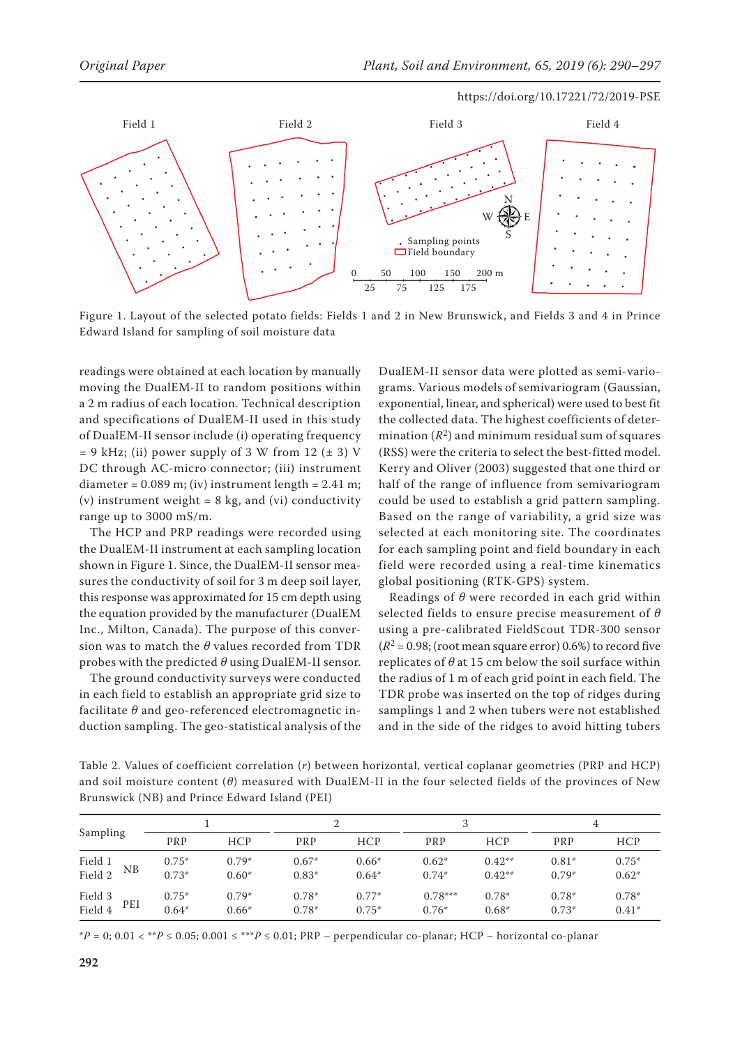Figure 1. Layout of the selected potato fields: Fields 1 and 2 in New Brunswick, and Fields 3 and 4 in Prince Edward Island for sampling of soil moisture data

readings were obtained at each location by manually moving the DualEM-II to random positions within a 2 m radius of each location. Technical description and specifications of DualEM-II used in this study of DualEM-II sensor include (i) operating frequency = 9 kHz; (ii) power supply of 3 W from 12 (± 3) V DC through AC-micro connector; (iii) instrument diameter = 0.089 m; (iv) instrument length = 2.41 m; (v) instrument weight = 8 kg, and (vi) conductivity range up to 3000 mS/m.

The HCP and PRP readings were recorded using the DualEM-II instrument at each sampling location shown in Figure 1. Since, the DualEM-II sensor measures the conductivity of soil for 3 m deep soil layer, this response was approximated for 15 cm depth using the equation provided by the manufacturer (DualEM Inc., Milton, Canada). The purpose of this conversion was to match the $\theta$ values recorded from TDR probes with the predicted $\theta$ using DualEM-II sensor.

The ground conductivity surveys were conducted in each field to establish an appropriate grid size to facilitate $\theta$ and geo-referenced electromagnetic induction sampling. The geo-statistical analysis of the DualEM-II sensor data were plotted as semi-variograms. Various models of semivariogram (Gaussian, exponential, linear, and spherical) were used to best fit the collected data. The highest coefficients of determination ($R^2$) and minimum residual sum of squares (RSS) were the criteria to select the best-fitted model. Kerry and Oliver (2003) suggested that one third or half of the range of influence from semivariogram could be used to establish a grid pattern sampling. Based on the range of variability, a grid size was selected at each monitoring site. The coordinates for each sampling point and field boundary in each field were recorded using a real-time kinematics global positioning (RTK-GPS) system.

Readings of $\theta$ were recorded in each grid within selected fields to ensure precise measurement of $\theta$ using a pre-calibrated FieldScout TDR-300 sensor ($R^2$ = 0.98; (root mean square error) 0.6%) to record five replicates of $\theta$ at 15 cm below the soil surface within the radius of 1 m of each grid point in each field. The TDR probe was inserted on the top of ridges during samplings 1 and 2 when tubers were not established and in the side of the ridges to avoid hitting tubers

Table 2. Values of coefficient correlation ($r$) between horizontal, vertical coplanar geometries (PRP and HCP) and soil moisture content ($\theta$) measured with DualEM-II in the four selected fields of the provinces of New Brunswick (NB) and Prince Edward Island (PEI)

| Sampling | | 1 | | 2 | | 3 | | 4 | |
|---|---|---|---|---|---|---|---|---|---|
| | | PRP | HCP | PRP | HCP | PRP | HCP | PRP | HCP |
| Field 1 | NB | 0.75* | 0.79* | 0.67* | 0.66* | 0.62* | 0.42** | 0.81* | 0.75* |
| Field 2 | NB | 0.73* | 0.60* | 0.83* | 0.64* | 0.74* | 0.42** | 0.79* | 0.62* |
| Field 3 | PEI | 0.75* | 0.79* | 0.78* | 0.77* | 0.78*** | 0.78* | 0.78* | 0.78* |
| Field 4 | PEI | 0.64* | 0.66* | 0.78* | 0.75* | 0.76* | 0.68* | 0.73* | 0.41* |

*$P$ = 0; 0.01 < **$P$ ≤ 0.05; 0.001 ≤ ***$P$ ≤ 0.01; PRP – perpendicular co-planar; HCP – horizontal co-planar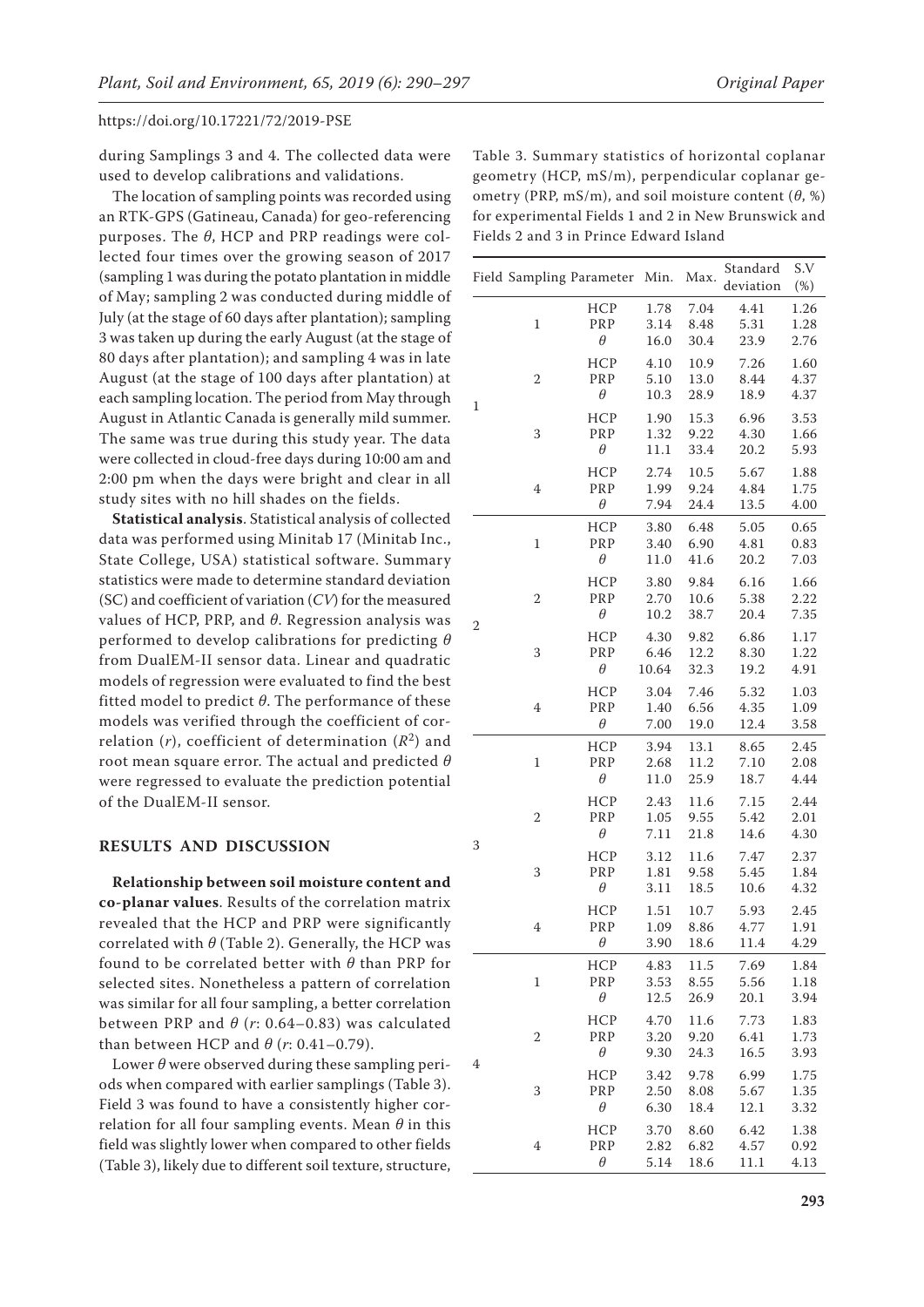during Samplings 3 and 4. The collected data were used to develop calibrations and validations.

The location of sampling points was recorded using an RTK-GPS (Gatineau, Canada) for geo-referencing purposes. The $\theta$, HCP and PRP readings were collected four times over the growing season of 2017 (sampling 1 was during the potato plantation in middle of May; sampling 2 was conducted during middle of July (at the stage of 60 days after plantation); sampling 3 was taken up during the early August (at the stage of 80 days after plantation); and sampling 4 was in late August (at the stage of 100 days after plantation) at each sampling location. The period from May through August in Atlantic Canada is generally mild summer. The same was true during this study year. The data were collected in cloud-free days during 10:00 am and 2:00 pm when the days were bright and clear in all study sites with no hill shades on the fields.

**Statistical analysis**. Statistical analysis of collected data was performed using Minitab 17 (Minitab Inc., State College, USA) statistical software. Summary statistics were made to determine standard deviation (SC) and coefficient of variation (*CV*) for the measured values of HCP, PRP, and $\theta$. Regression analysis was performed to develop calibrations for predicting $\theta$ from DualEM-II sensor data. Linear and quadratic models of regression were evaluated to find the best fitted model to predict $\theta$. The performance of these models was verified through the coefficient of correlation ($r$), coefficient of determination ($R^2$) and root mean square error. The actual and predicted $\theta$ were regressed to evaluate the prediction potential of the DualEM-II sensor.

## RESULTS AND DISCUSSION

**Relationship between soil moisture content and co-planar values**. Results of the correlation matrix revealed that the HCP and PRP were significantly correlated with $\theta$ (Table 2). Generally, the HCP was found to be correlated better with $\theta$ than PRP for selected sites. Nonetheless a pattern of correlation was similar for all four sampling, a better correlation between PRP and $\theta$ ($r$: 0.64–0.83) was calculated than between HCP and $\theta$ ($r$: 0.41–0.79).

Lower $\theta$ were observed during these sampling periods when compared with earlier samplings (Table 3). Field 3 was found to have a consistently higher correlation for all four sampling events. Mean $\theta$ in this field was slightly lower when compared to other fields (Table 3), likely due to different soil texture, structure,

Table 3. Summary statistics of horizontal coplanar geometry (HCP, mS/m), perpendicular coplanar geometry (PRP, mS/m), and soil moisture content ($\theta$, %) for experimental Fields 1 and 2 in New Brunswick and Fields 2 and 3 in Prince Edward Island

| Field | Sampling | Parameter | Min. | Max. | Standard deviation | S.V (%) |
|---|---|---|---|---|---|---|
| 1 | 1 | HCP | 1.78 | 7.04 | 4.41 | 1.26 |
| | | PRP | 3.14 | 8.48 | 5.31 | 1.28 |
| | | $\theta$ | 16.0 | 30.4 | 23.9 | 2.76 |
| | 2 | HCP | 4.10 | 10.9 | 7.26 | 1.60 |
| | | PRP | 5.10 | 13.0 | 8.44 | 4.37 |
| | | $\theta$ | 10.3 | 28.9 | 18.9 | 4.37 |
| | 3 | HCP | 1.90 | 15.3 | 6.96 | 3.53 |
| | | PRP | 1.32 | 9.22 | 4.30 | 1.66 |
| | | $\theta$ | 11.1 | 33.4 | 20.2 | 5.93 |
| | 4 | HCP | 2.74 | 10.5 | 5.67 | 1.88 |
| | | PRP | 1.99 | 9.24 | 4.84 | 1.75 |
| | | $\theta$ | 7.94 | 24.4 | 13.5 | 4.00 |
| 2 | 1 | HCP | 3.80 | 6.48 | 5.05 | 0.65 |
| | | PRP | 3.40 | 6.90 | 4.81 | 0.83 |
| | | $\theta$ | 11.0 | 41.6 | 20.2 | 7.03 |
| | 2 | HCP | 3.80 | 9.84 | 6.16 | 1.66 |
| | | PRP | 2.70 | 10.6 | 5.38 | 2.22 |
| | | $\theta$ | 10.2 | 38.7 | 20.4 | 7.35 |
| | 3 | HCP | 4.30 | 9.82 | 6.86 | 1.17 |
| | | PRP | 6.46 | 12.2 | 8.30 | 1.22 |
| | | $\theta$ | 10.64 | 32.3 | 19.2 | 4.91 |
| | 4 | HCP | 3.04 | 7.46 | 5.32 | 1.03 |
| | | PRP | 1.40 | 6.56 | 4.35 | 1.09 |
| | | $\theta$ | 7.00 | 19.0 | 12.4 | 3.58 |
| 3 | 1 | HCP | 3.94 | 13.1 | 8.65 | 2.45 |
| | | PRP | 2.68 | 11.2 | 7.10 | 2.08 |
| | | $\theta$ | 11.0 | 25.9 | 18.7 | 4.44 |
| | 2 | HCP | 2.43 | 11.6 | 7.15 | 2.44 |
| | | PRP | 1.05 | 9.55 | 5.42 | 2.01 |
| | | $\theta$ | 7.11 | 21.8 | 14.6 | 4.30 |
| | 3 | HCP | 3.12 | 11.6 | 7.47 | 2.37 |
| | | PRP | 1.81 | 9.58 | 5.45 | 1.84 |
| | | $\theta$ | 3.11 | 18.5 | 10.6 | 4.32 |
| | 4 | HCP | 1.51 | 10.7 | 5.93 | 2.45 |
| | | PRP | 1.09 | 8.86 | 4.77 | 1.91 |
| | | $\theta$ | 3.90 | 18.6 | 11.4 | 4.29 |
| 4 | 1 | HCP | 4.83 | 11.5 | 7.69 | 1.84 |
| | | PRP | 3.53 | 8.55 | 5.56 | 1.18 |
| | | $\theta$ | 12.5 | 26.9 | 20.1 | 3.94 |
| | 2 | HCP | 4.70 | 11.6 | 7.73 | 1.83 |
| | | PRP | 3.20 | 9.20 | 6.41 | 1.73 |
| | | $\theta$ | 9.30 | 24.3 | 16.5 | 3.93 |
| | 3 | HCP | 3.42 | 9.78 | 6.99 | 1.75 |
| | | PRP | 2.50 | 8.08 | 5.67 | 1.35 |
| | | $\theta$ | 6.30 | 18.4 | 12.1 | 3.32 |
| | 4 | HCP | 3.70 | 8.60 | 6.42 | 1.38 |
| | | PRP | 2.82 | 6.82 | 4.57 | 0.92 |
| | | $\theta$ | 5.14 | 18.6 | 11.1 | 4.13 |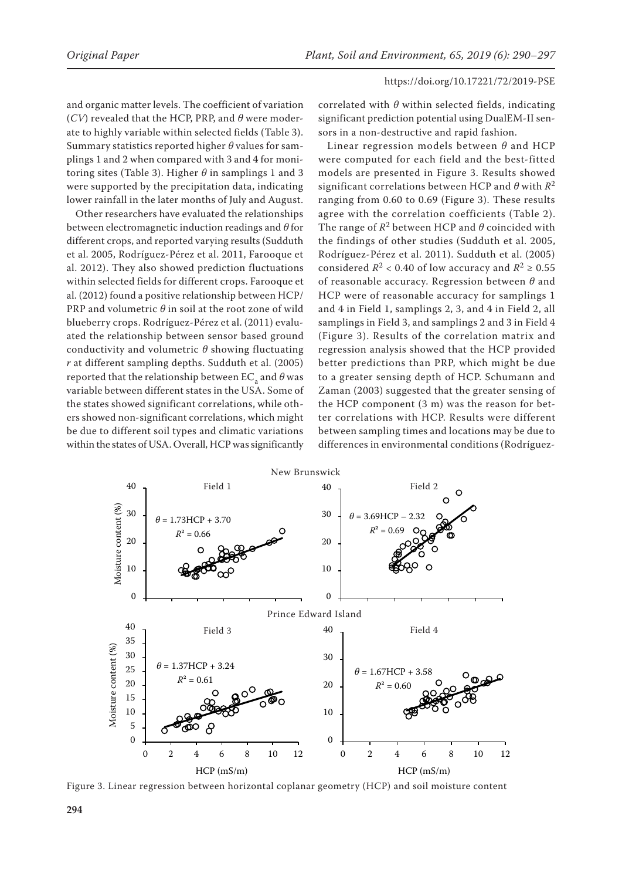and organic matter levels. The coefficient of variation (*CV*) revealed that the HCP, PRP, and $\theta$ were moderate to highly variable within selected fields (Table 3). Summary statistics reported higher $\theta$ values for samplings 1 and 2 when compared with 3 and 4 for monitoring sites (Table 3). Higher $\theta$ in samplings 1 and 3 were supported by the precipitation data, indicating lower rainfall in the later months of July and August.

Other researchers have evaluated the relationships between electromagnetic induction readings and $\theta$ for different crops, and reported varying results (Sudduth et al. 2005, Rodríguez-Pérez et al. 2011, Farooque et al. 2012). They also showed prediction fluctuations within selected fields for different crops. Farooque et al. (2012) found a positive relationship between HCP/PRP and volumetric $\theta$ in soil at the root zone of wild blueberry crops. Rodríguez-Pérez et al. (2011) evaluated the relationship between sensor based ground conductivity and volumetric $\theta$ showing fluctuating *r* at different sampling depths. Sudduth et al. (2005) reported that the relationship between $EC_a$ and $\theta$ was variable between different states in the USA. Some of the states showed significant correlations, while others showed non-significant correlations, which might be due to different soil types and climatic variations within the states of USA. Overall, HCP was significantly correlated with $\theta$ within selected fields, indicating significant prediction potential using DualEM-II sensors in a non-destructive and rapid fashion.

Linear regression models between $\theta$ and HCP were computed for each field and the best-fitted models are presented in Figure 3. Results showed significant correlations between HCP and $\theta$ with $R^2$ ranging from 0.60 to 0.69 (Figure 3). These results agree with the correlation coefficients (Table 2). The range of $R^2$ between HCP and $\theta$ coincided with the findings of other studies (Sudduth et al. 2005, Rodríguez-Pérez et al. 2011). Sudduth et al. (2005) considered $R^2 < 0.40$ of low accuracy and $R^2 \geq 0.55$ of reasonable accuracy. Regression between $\theta$ and HCP were of reasonable accuracy for samplings 1 and 4 in Field 1, samplings 2, 3, and 4 in Field 2, all samplings in Field 3, and samplings 2 and 3 in Field 4 (Figure 3). Results of the correlation matrix and regression analysis showed that the HCP provided better predictions than PRP, which might be due to a greater sensing depth of HCP. Schumann and Zaman (2003) suggested that the greater sensing of the HCP component (3 m) was the reason for better correlations with HCP. Results were different between sampling times and locations may be due to differences in environmental conditions (Rodríguez-

Figure 3. Linear regression between horizontal coplanar geometry (HCP) and soil moisture content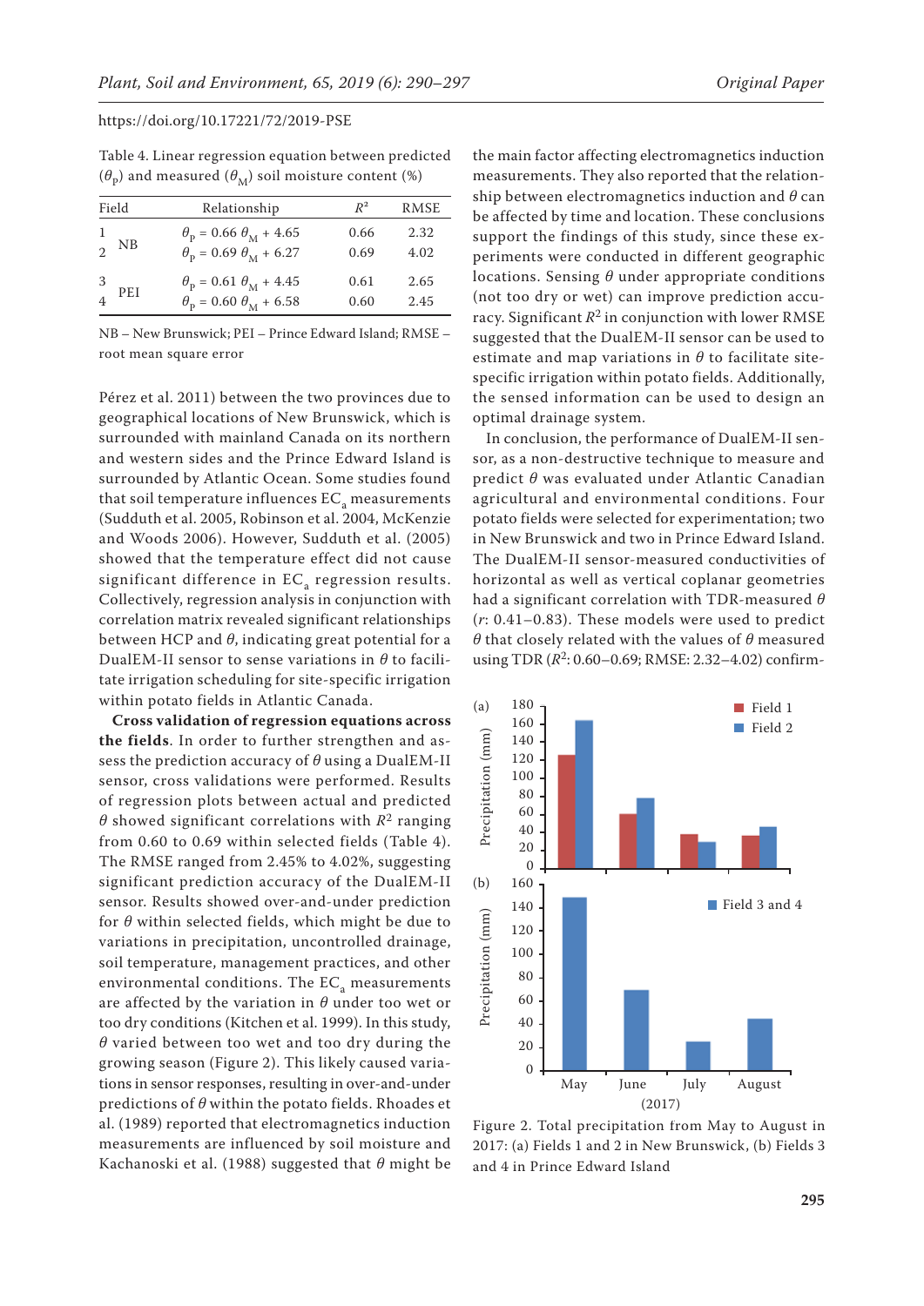Table 4. Linear regression equation between predicted ($\theta_P$) and measured ($\theta_M$) soil moisture content (%)

| Field | | Relationship | $R^2$ | RMSE |
|---|---|---|---|---|
| 1 | NB | $\theta_P = 0.66\ \theta_M + 4.65$ | 0.66 | 2.32 |
| 2 | | $\theta_P = 0.69\ \theta_M + 6.27$ | 0.69 | 4.02 |
| 3 | PEI | $\theta_P = 0.61\ \theta_M + 4.45$ | 0.61 | 2.65 |
| 4 | | $\theta_P = 0.60\ \theta_M + 6.58$ | 0.60 | 2.45 |

NB – New Brunswick; PEI – Prince Edward Island; RMSE – root mean square error

Pérez et al. 2011) between the two provinces due to geographical locations of New Brunswick, which is surrounded with mainland Canada on its northern and western sides and the Prince Edward Island is surrounded by Atlantic Ocean. Some studies found that soil temperature influences $EC_a$ measurements (Sudduth et al. 2005, Robinson et al. 2004, McKenzie and Woods 2006). However, Sudduth et al. (2005) showed that the temperature effect did not cause significant difference in $EC_a$ regression results. Collectively, regression analysis in conjunction with correlation matrix revealed significant relationships between HCP and $\theta$, indicating great potential for a DualEM-II sensor to sense variations in $\theta$ to facilitate irrigation scheduling for site-specific irrigation within potato fields in Atlantic Canada.

**Cross validation of regression equations across the fields**. In order to further strengthen and assess the prediction accuracy of $\theta$ using a DualEM-II sensor, cross validations were performed. Results of regression plots between actual and predicted $\theta$ showed significant correlations with $R^2$ ranging from 0.60 to 0.69 within selected fields (Table 4). The RMSE ranged from 2.45% to 4.02%, suggesting significant prediction accuracy of the DualEM-II sensor. Results showed over-and-under prediction for $\theta$ within selected fields, which might be due to variations in precipitation, uncontrolled drainage, soil temperature, management practices, and other environmental conditions. The $EC_a$ measurements are affected by the variation in $\theta$ under too wet or too dry conditions (Kitchen et al. 1999). In this study, $\theta$ varied between too wet and too dry during the growing season (Figure 2). This likely caused variations in sensor responses, resulting in over-and-under predictions of $\theta$ within the potato fields. Rhoades et al. (1989) reported that electromagnetics induction measurements are influenced by soil moisture and Kachanoski et al. (1988) suggested that $\theta$ might be the main factor affecting electromagnetics induction measurements. They also reported that the relationship between electromagnetics induction and $\theta$ can be affected by time and location. These conclusions support the findings of this study, since these experiments were conducted in different geographic locations. Sensing $\theta$ under appropriate conditions (not too dry or wet) can improve prediction accuracy. Significant $R^2$ in conjunction with lower RMSE suggested that the DualEM-II sensor can be used to estimate and map variations in $\theta$ to facilitate site-specific irrigation within potato fields. Additionally, the sensed information can be used to design an optimal drainage system.

In conclusion, the performance of DualEM-II sensor, as a non-destructive technique to measure and predict $\theta$ was evaluated under Atlantic Canadian agricultural and environmental conditions. Four potato fields were selected for experimentation; two in New Brunswick and two in Prince Edward Island. The DualEM-II sensor-measured conductivities of horizontal as well as vertical coplanar geometries had a significant correlation with TDR-measured $\theta$ ($r$: 0.41–0.83). These models were used to predict $\theta$ that closely related with the values of $\theta$ measured using TDR ($R^2$: 0.60–0.69; RMSE: 2.32–4.02) confirm-

Figure 2. Total precipitation from May to August in 2017: (a) Fields 1 and 2 in New Brunswick, (b) Fields 3 and 4 in Prince Edward Island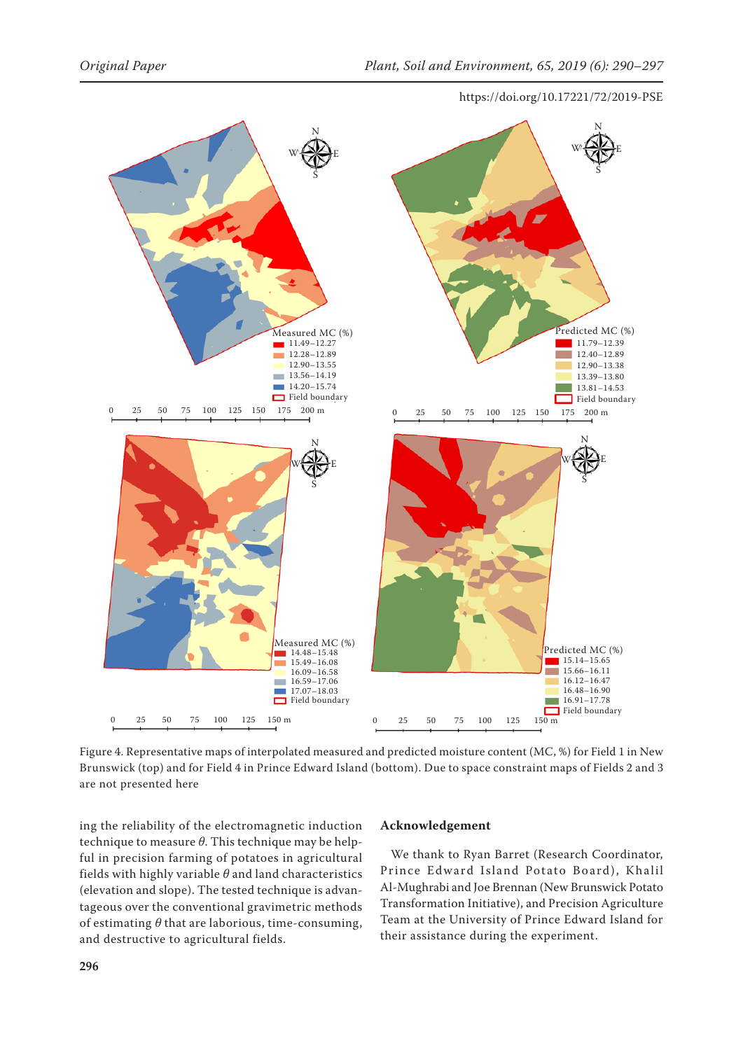Figure 4. Representative maps of interpolated measured and predicted moisture content (MC, %) for Field 1 in New Brunswick (top) and for Field 4 in Prince Edward Island (bottom). Due to space constraint maps of Fields 2 and 3 are not presented here

ing the reliability of the electromagnetic induction technique to measure $\theta$. This technique may be helpful in precision farming of potatoes in agricultural fields with highly variable $\theta$ and land characteristics (elevation and slope). The tested technique is advantageous over the conventional gravimetric methods of estimating $\theta$ that are laborious, time-consuming, and destructive to agricultural fields.

## Acknowledgement

We thank to Ryan Barret (Research Coordinator, Prince Edward Island Potato Board), Khalil Al-Mughrabi and Joe Brennan (New Brunswick Potato Transformation Initiative), and Precision Agriculture Team at the University of Prince Edward Island for their assistance during the experiment.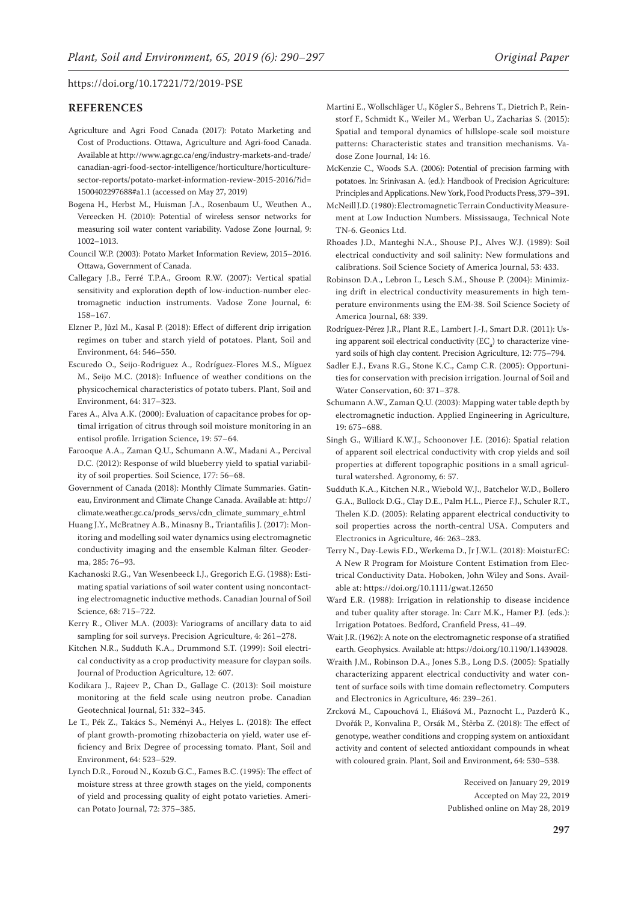https://doi.org/10.17221/72/2019-PSE

## REFERENCES

Agriculture and Agri Food Canada (2017): Potato Marketing and Cost of Productions. Ottawa, Agriculture and Agri-food Canada. Available at http://www.agr.gc.ca/eng/industry-markets-and-trade/canadian-agri-food-sector-intelligence/horticulture/horticulture-sector-reports/potato-market-information-review-2015-2016/?id=1500402297688#a1.1 (accessed on May 27, 2019)

Bogena H., Herbst M., Huisman J.A., Rosenbaum U., Weuthen A., Vereecken H. (2010): Potential of wireless sensor networks for measuring soil water content variability. Vadose Zone Journal, 9: 1002–1013.

Council W.P. (2003): Potato Market Information Review, 2015–2016. Ottawa, Government of Canada.

Callegary J.B., Ferré T.P.A., Groom R.W. (2007): Vertical spatial sensitivity and exploration depth of low-induction-number electromagnetic induction instruments. Vadose Zone Journal, 6: 158–167.

Elzner P., Jůzl M., Kasal P. (2018): Effect of different drip irrigation regimes on tuber and starch yield of potatoes. Plant, Soil and Environment, 64: 546–550.

Escuredo O., Seijo-Rodriguez A., Rodríguez-Flores M.S., Míguez M., Seijo M.C. (2018): Influence of weather conditions on the physicochemical characteristics of potato tubers. Plant, Soil and Environment, 64: 317–323.

Fares A., Alva A.K. (2000): Evaluation of capacitance probes for optimal irrigation of citrus through soil moisture monitoring in an entisol profile. Irrigation Science, 19: 57–64.

Farooque A.A., Zaman Q.U., Schumann A.W., Madani A., Percival D.C. (2012): Response of wild blueberry yield to spatial variability of soil properties. Soil Science, 177: 56–68.

Government of Canada (2018): Monthly Climate Summaries. Gatineau, Environment and Climate Change Canada. Available at: http://climate.weather.gc.ca/prods_servs/cdn_climate_summary_e.html

Huang J.Y., McBratney A.B., Minasny B., Triantafilis J. (2017): Monitoring and modelling soil water dynamics using electromagnetic conductivity imaging and the ensemble Kalman filter. Geoderma, 285: 76–93.

Kachanoski R.G., Van Wesenbeeck I.J., Gregorich E.G. (1988): Estimating spatial variations of soil water content using noncontacting electromagnetic inductive methods. Canadian Journal of Soil Science, 68: 715–722.

Kerry R., Oliver M.A. (2003): Variograms of ancillary data to aid sampling for soil surveys. Precision Agriculture, 4: 261–278.

Kitchen N.R., Sudduth K.A., Drummond S.T. (1999): Soil electrical conductivity as a crop productivity measure for claypan soils. Journal of Production Agriculture, 12: 607.

Kodikara J., Rajeev P., Chan D., Gallage C. (2013): Soil moisture monitoring at the field scale using neutron probe. Canadian Geotechnical Journal, 51: 332–345.

Le T., Pék Z., Takács S., Neményi A., Helyes L. (2018): The effect of plant growth-promoting rhizobacteria on yield, water use efficiency and Brix Degree of processing tomato. Plant, Soil and Environment, 64: 523–529.

Lynch D.R., Foroud N., Kozub G.C., Fames B.C. (1995): The effect of moisture stress at three growth stages on the yield, components of yield and processing quality of eight potato varieties. American Potato Journal, 72: 375–385.

Martini E., Wollschläger U., Kögler S., Behrens T., Dietrich P., Reinstorf F., Schmidt K., Weiler M., Werban U., Zacharias S. (2015): Spatial and temporal dynamics of hillslope-scale soil moisture patterns: Characteristic states and transition mechanisms. Vadose Zone Journal, 14: 16.

McKenzie C., Woods S.A. (2006): Potential of precision farming with potatoes. In: Srinivasan A. (ed.): Handbook of Precision Agriculture: Principles and Applications. New York, Food Products Press, 379–391.

McNeill J.D. (1980): Electromagnetic Terrain Conductivity Measurement at Low Induction Numbers. Mississauga, Technical Note TN-6. Geonics Ltd.

Rhoades J.D., Manteghi N.A., Shouse P.J., Alves W.J. (1989): Soil electrical conductivity and soil salinity: New formulations and calibrations. Soil Science Society of America Journal, 53: 433.

Robinson D.A., Lebron I., Lesch S.M., Shouse P. (2004): Minimizing drift in electrical conductivity measurements in high temperature environments using the EM-38. Soil Science Society of America Journal, 68: 339.

Rodríguez-Pérez J.R., Plant R.E., Lambert J.-J., Smart D.R. (2011): Using apparent soil electrical conductivity ($EC_a$) to characterize vineyard soils of high clay content. Precision Agriculture, 12: 775–794.

Sadler E.J., Evans R.G., Stone K.C., Camp C.R. (2005): Opportunities for conservation with precision irrigation. Journal of Soil and Water Conservation, 60: 371–378.

Schumann A.W., Zaman Q.U. (2003): Mapping water table depth by electromagnetic induction. Applied Engineering in Agriculture, 19: 675–688.

Singh G., Williard K.W.J., Schoonover J.E. (2016): Spatial relation of apparent soil electrical conductivity with crop yields and soil properties at different topographic positions in a small agricultural watershed. Agronomy, 6: 57.

Sudduth K.A., Kitchen N.R., Wiebold W.J., Batchelor W.D., Bollero G.A., Bullock D.G., Clay D.E., Palm H.L., Pierce F.J., Schuler R.T., Thelen K.D. (2005): Relating apparent electrical conductivity to soil properties across the north-central USA. Computers and Electronics in Agriculture, 46: 263–283.

Terry N., Day-Lewis F.D., Werkema D., Jr J.W.L. (2018): MoisturEC: A New R Program for Moisture Content Estimation from Electrical Conductivity Data. Hoboken, John Wiley and Sons. Available at: https://doi.org/10.1111/gwat.12650

Ward E.R. (1988): Irrigation in relationship to disease incidence and tuber quality after storage. In: Carr M.K., Hamer P.J. (eds.): Irrigation Potatoes. Bedford, Cranfield Press, 41–49.

Wait J.R. (1962): A note on the electromagnetic response of a stratified earth. Geophysics. Available at: https://doi.org/10.1190/1.1439028.

Wraith J.M., Robinson D.A., Jones S.B., Long D.S. (2005): Spatially characterizing apparent electrical conductivity and water content of surface soils with time domain reflectometry. Computers and Electronics in Agriculture, 46: 239–261.

Zrcková M., Capouchová I., Eliášová M., Paznocht L., Pazderů K., Dvořák P., Konvalina P., Orsák M., Štěrba Z. (2018): The effect of genotype, weather conditions and cropping system on antioxidant activity and content of selected antioxidant compounds in wheat with coloured grain. Plant, Soil and Environment, 64: 530–538.

Received on January 29, 2019

Accepted on May 22, 2019

Published online on May 28, 2019